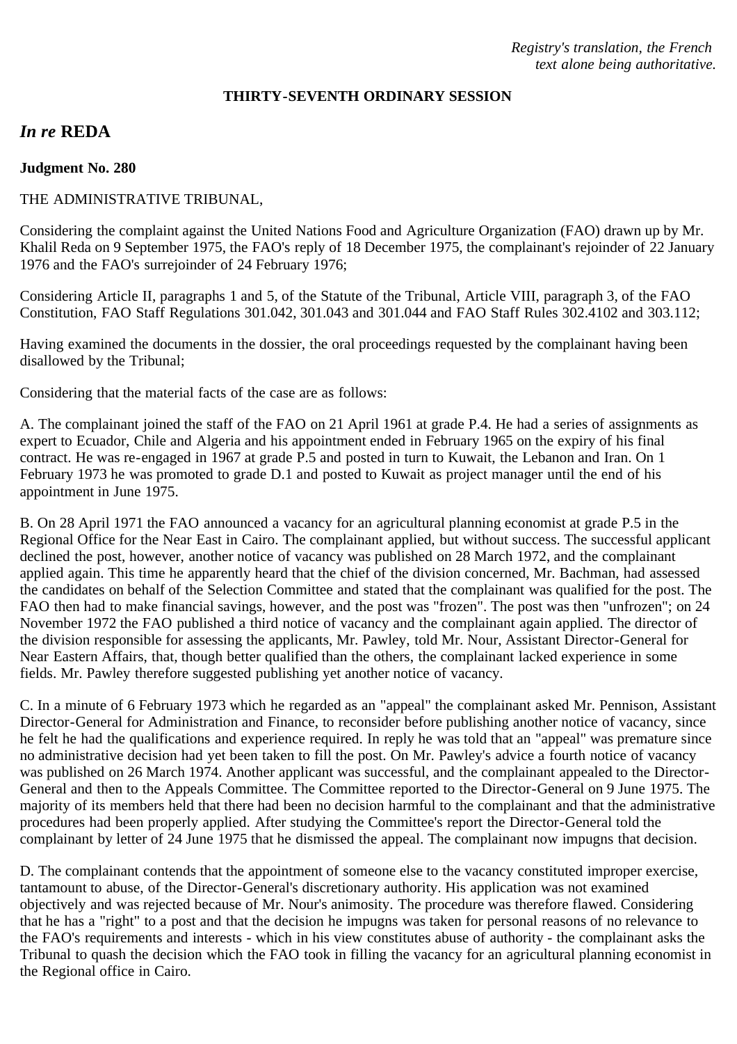*Registry's translation, the French text alone being authoritative.*

**THIRTY-SEVENTH ORDINARY SESSION**

## *In re* REDA

**Judgment No. 280**

THE ADMINISTRATIVE TRIBUNAL,

Considering the complaint against the United Nations Food and Agriculture Organization (FAO) drawn up by Mr. Khalil Reda on 9 September 1975, the FAO's reply of 18 December 1975, the complainant's rejoinder of 22 January 1976 and the FAO's surrejoinder of 24 February 1976;

Considering Article II, paragraphs 1 and 5, of the Statute of the Tribunal, Article VIII, paragraph 3, of the FAO Constitution, FAO Staff Regulations 301.042, 301.043 and 301.044 and FAO Staff Rules 302.4102 and 303.112;

Having examined the documents in the dossier, the oral proceedings requested by the complainant having been disallowed by the Tribunal;

Considering that the material facts of the case are as follows:

A. The complainant joined the staff of the FAO on 21 April 1961 at grade P.4. He had a series of assignments as expert to Ecuador, Chile and Algeria and his appointment ended in February 1965 on the expiry of his final contract. He was re-engaged in 1967 at grade P.5 and posted in turn to Kuwait, the Lebanon and Iran. On 1 February 1973 he was promoted to grade D.1 and posted to Kuwait as project manager until the end of his appointment in June 1975.

B. On 28 April 1971 the FAO announced a vacancy for an agricultural planning economist at grade P.5 in the Regional Office for the Near East in Cairo. The complainant applied, but without success. The successful applicant declined the post, however, another notice of vacancy was published on 28 March 1972, and the complainant applied again. This time he apparently heard that the chief of the division concerned, Mr. Bachman, had assessed the candidates on behalf of the Selection Committee and stated that the complainant was qualified for the post. The FAO then had to make financial savings, however, and the post was "frozen". The post was then "unfrozen"; on 24 November 1972 the FAO published a third notice of vacancy and the complainant again applied. The director of the division responsible for assessing the applicants, Mr. Pawley, told Mr. Nour, Assistant Director-General for Near Eastern Affairs, that, though better qualified than the others, the complainant lacked experience in some fields. Mr. Pawley therefore suggested publishing yet another notice of vacancy.

C. In a minute of 6 February 1973 which he regarded as an "appeal" the complainant asked Mr. Pennison, Assistant Director-General for Administration and Finance, to reconsider before publishing another notice of vacancy, since he felt he had the qualifications and experience required. In reply he was told that an "appeal" was premature since no administrative decision had yet been taken to fill the post. On Mr. Pawley's advice a fourth notice of vacancy was published on 26 March 1974. Another applicant was successful, and the complainant appealed to the Director-General and then to the Appeals Committee. The Committee reported to the Director-General on 9 June 1975. The majority of its members held that there had been no decision harmful to the complainant and that the administrative procedures had been properly applied. After studying the Committee's report the Director-General told the complainant by letter of 24 June 1975 that he dismissed the appeal. The complainant now impugns that decision.

D. The complainant contends that the appointment of someone else to the vacancy constituted improper exercise, tantamount to abuse, of the Director-General's discretionary authority. His application was not examined objectively and was rejected because of Mr. Nour's animosity. The procedure was therefore flawed. Considering that he has a "right" to a post and that the decision he impugns was taken for personal reasons of no relevance to the FAO's requirements and interests - which in his view constitutes abuse of authority - the complainant asks the Tribunal to quash the decision which the FAO took in filling the vacancy for an agricultural planning economist in the Regional office in Cairo.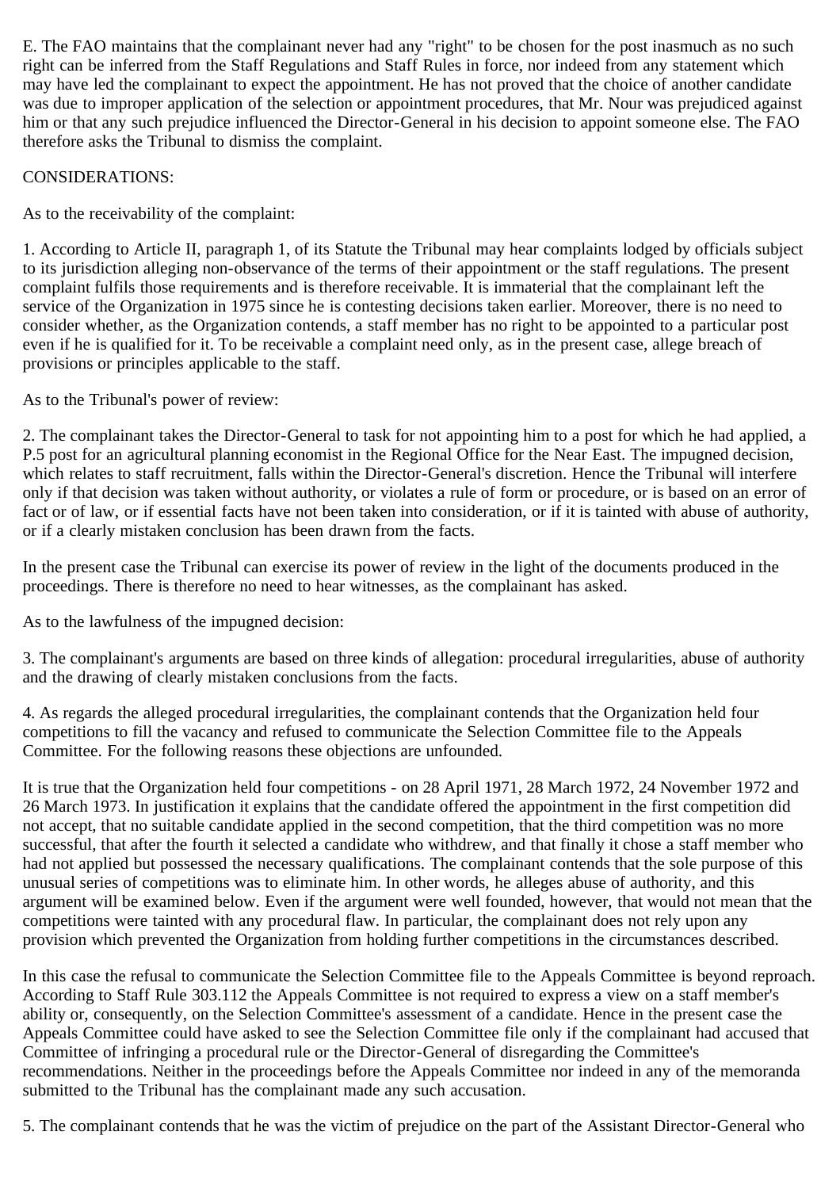E. The FAO maintains that the complainant never had any "right" to be chosen for the post inasmuch as no such right can be inferred from the Staff Regulations and Staff Rules in force, nor indeed from any statement which may have led the complainant to expect the appointment. He has not proved that the choice of another candidate was due to improper application of the selection or appointment procedures, that Mr. Nour was prejudiced against him or that any such prejudice influenced the Director-General in his decision to appoint someone else. The FAO therefore asks the Tribunal to dismiss the complaint.

CONSIDERATIONS:

As to the receivability of the complaint:

1. According to Article II, paragraph 1, of its Statute the Tribunal may hear complaints lodged by officials subject to its jurisdiction alleging non-observance of the terms of their appointment or the staff regulations. The present complaint fulfils those requirements and is therefore receivable. It is immaterial that the complainant left the service of the Organization in 1975 since he is contesting decisions taken earlier. Moreover, there is no need to consider whether, as the Organization contends, a staff member has no right to be appointed to a particular post even if he is qualified for it. To be receivable a complaint need only, as in the present case, allege breach of provisions or principles applicable to the staff.

As to the Tribunal's power of review:

2. The complainant takes the Director-General to task for not appointing him to a post for which he had applied, a P.5 post for an agricultural planning economist in the Regional Office for the Near East. The impugned decision, which relates to staff recruitment, falls within the Director-General's discretion. Hence the Tribunal will interfere only if that decision was taken without authority, or violates a rule of form or procedure, or is based on an error of fact or of law, or if essential facts have not been taken into consideration, or if it is tainted with abuse of authority, or if a clearly mistaken conclusion has been drawn from the facts.

In the present case the Tribunal can exercise its power of review in the light of the documents produced in the proceedings. There is therefore no need to hear witnesses, as the complainant has asked.

As to the lawfulness of the impugned decision:

3. The complainant's arguments are based on three kinds of allegation: procedural irregularities, abuse of authority and the drawing of clearly mistaken conclusions from the facts.

4. As regards the alleged procedural irregularities, the complainant contends that the Organization held four competitions to fill the vacancy and refused to communicate the Selection Committee file to the Appeals Committee. For the following reasons these objections are unfounded.

It is true that the Organization held four competitions - on 28 April 1971, 28 March 1972, 24 November 1972 and 26 March 1973. In justification it explains that the candidate offered the appointment in the first competition did not accept, that no suitable candidate applied in the second competition, that the third competition was no more successful, that after the fourth it selected a candidate who withdrew, and that finally it chose a staff member who had not applied but possessed the necessary qualifications. The complainant contends that the sole purpose of this unusual series of competitions was to eliminate him. In other words, he alleges abuse of authority, and this argument will be examined below. Even if the argument were well founded, however, that would not mean that the competitions were tainted with any procedural flaw. In particular, the complainant does not rely upon any provision which prevented the Organization from holding further competitions in the circumstances described.

In this case the refusal to communicate the Selection Committee file to the Appeals Committee is beyond reproach. According to Staff Rule 303.112 the Appeals Committee is not required to express a view on a staff member's ability or, consequently, on the Selection Committee's assessment of a candidate. Hence in the present case the Appeals Committee could have asked to see the Selection Committee file only if the complainant had accused that Committee of infringing a procedural rule or the Director-General of disregarding the Committee's recommendations. Neither in the proceedings before the Appeals Committee nor indeed in any of the memoranda submitted to the Tribunal has the complainant made any such accusation.

5. The complainant contends that he was the victim of prejudice on the part of the Assistant Director-General who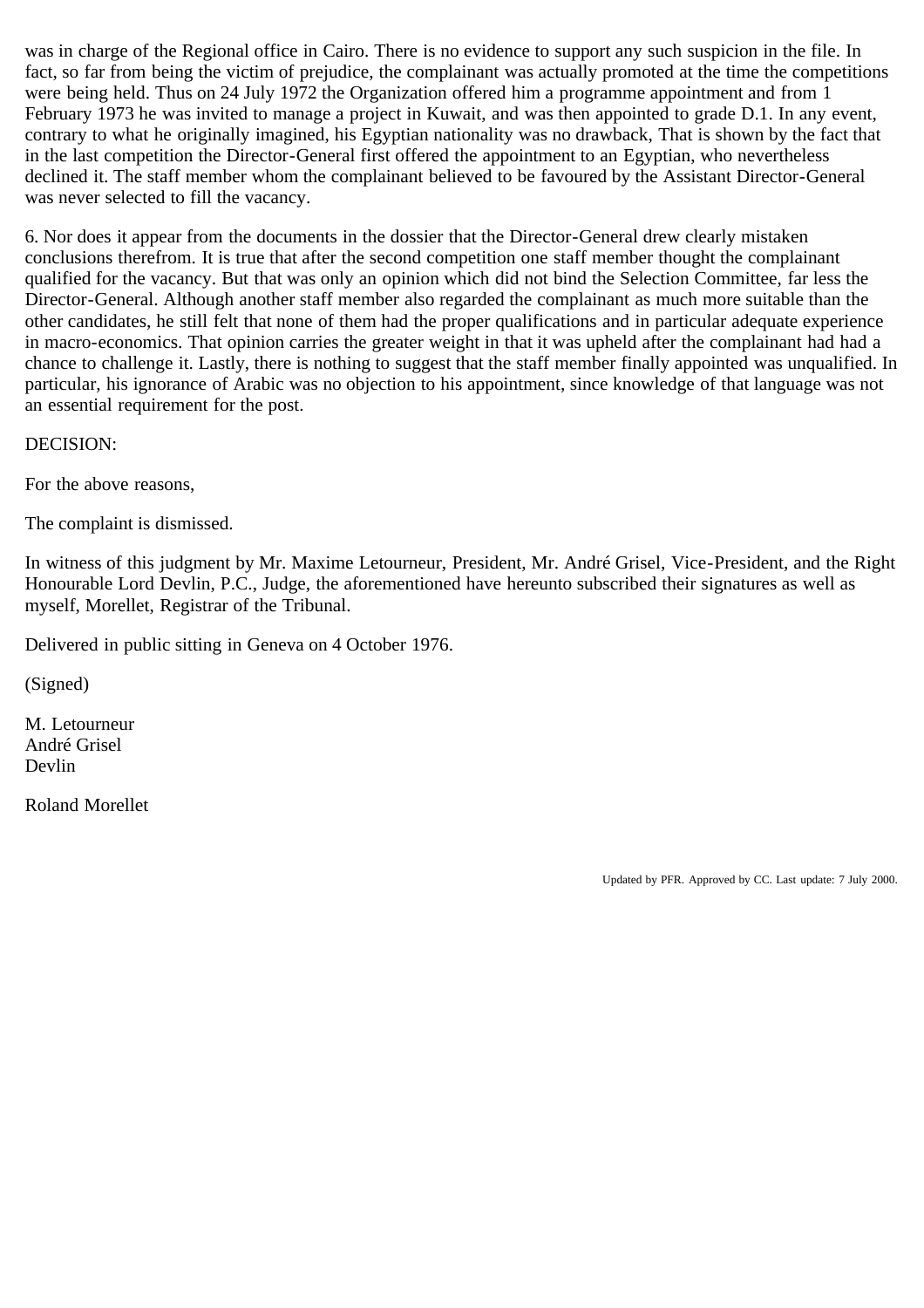was in charge of the Regional office in Cairo. There is no evidence to support any such suspicion in the file. In fact, so far from being the victim of prejudice, the complainant was actually promoted at the time the competitions were being held. Thus on 24 July 1972 the Organization offered him a programme appointment and from 1 February 1973 he was invited to manage a project in Kuwait, and was then appointed to grade D.1. In any event, contrary to what he originally imagined, his Egyptian nationality was no drawback, That is shown by the fact that in the last competition the Director-General first offered the appointment to an Egyptian, who nevertheless declined it. The staff member whom the complainant believed to be favoured by the Assistant Director-General was never selected to fill the vacancy.

6. Nor does it appear from the documents in the dossier that the Director-General drew clearly mistaken conclusions therefrom. It is true that after the second competition one staff member thought the complainant qualified for the vacancy. But that was only an opinion which did not bind the Selection Committee, far less the Director-General. Although another staff member also regarded the complainant as much more suitable than the other candidates, he still felt that none of them had the proper qualifications and in particular adequate experience in macro-economics. That opinion carries the greater weight in that it was upheld after the complainant had had a chance to challenge it. Lastly, there is nothing to suggest that the staff member finally appointed was unqualified. In particular, his ignorance of Arabic was no objection to his appointment, since knowledge of that language was not an essential requirement for the post.

DECISION:

For the above reasons,

The complaint is dismissed.

In witness of this judgment by Mr. Maxime Letourneur, President, Mr. André Grisel, Vice-President, and the Right Honourable Lord Devlin, P.C., Judge, the aforementioned have hereunto subscribed their signatures as well as myself, Morellet, Registrar of the Tribunal.

Delivered in public sitting in Geneva on 4 October 1976.

(Signed)

M. Letourneur
André Grisel
Devlin

Roland Morellet

Updated by PFR. Approved by CC. Last update: 7 July 2000.